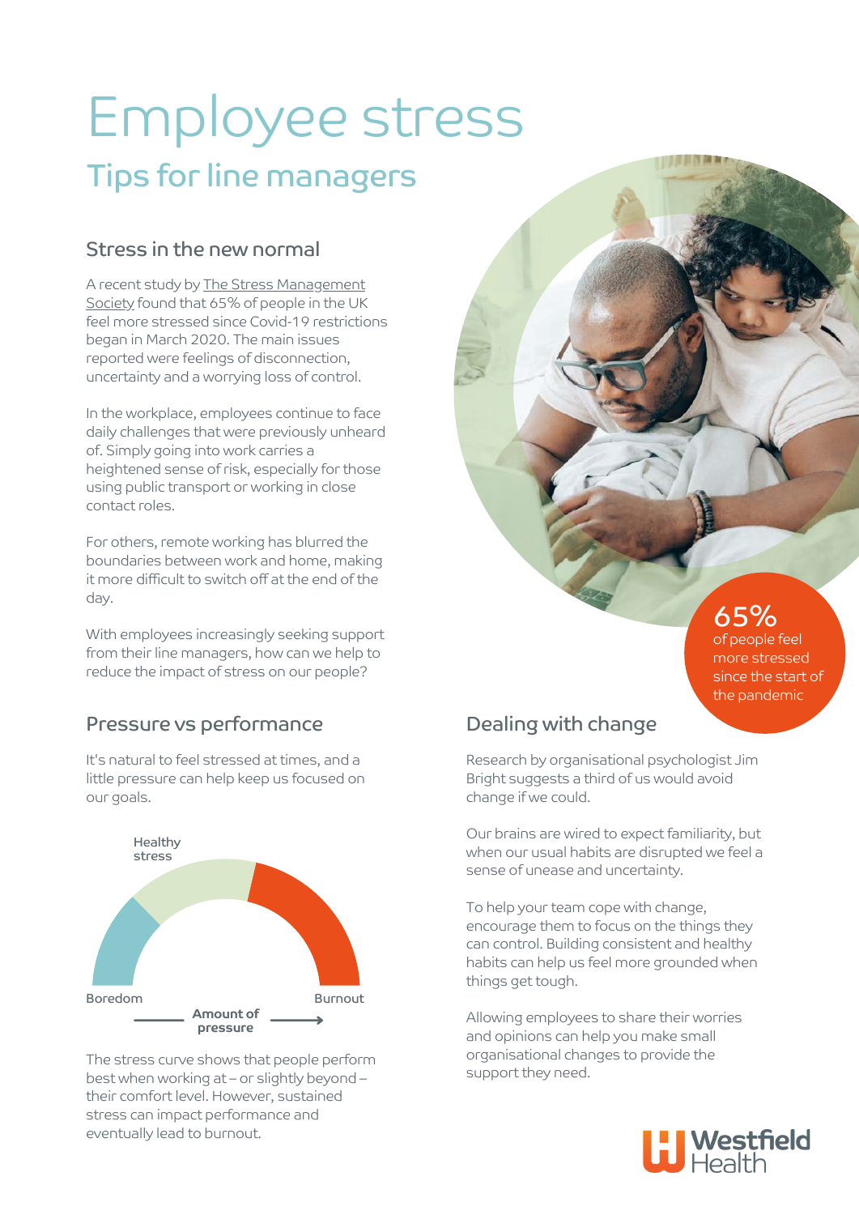# Employee stress

## Tips for line managers

### Stress in the new normal

A recent study by The Stress Management Society found that 65% of people in the UK feel more stressed since Covid-19 restrictions began in March 2020. The main issues reported were feelings of disconnection, uncertainty and a worrying loss of control.

In the workplace, employees continue to face daily challenges that were previously unheard of. Simply going into work carries a heightened sense of risk, especially for those using public transport or working in close contact roles.

For others, remote working has blurred the boundaries between work and home, making it more difficult to switch off at the end of the day.

With employees increasingly seeking support from their line managers, how can we help to reduce the impact of stress on our people?

**65%** of people feel more stressed since the start of the pandemic

### Pressure vs performance

It's natural to feel stressed at times, and a little pressure can help keep us focused on our goals.

Healthy stress

Boredom — Amount of pressure → Burnout

The stress curve shows that people perform best when working at – or slightly beyond – their comfort level. However, sustained stress can impact performance and eventually lead to burnout.

### Dealing with change

Research by organisational psychologist Jim Bright suggests a third of us would avoid change if we could.

Our brains are wired to expect familiarity, but when our usual habits are disrupted we feel a sense of unease and uncertainty.

To help your team cope with change, encourage them to focus on the things they can control. Building consistent and healthy habits can help us feel more grounded when things get tough.

Allowing employees to share their worries and opinions can help you make small organisational changes to provide the support they need.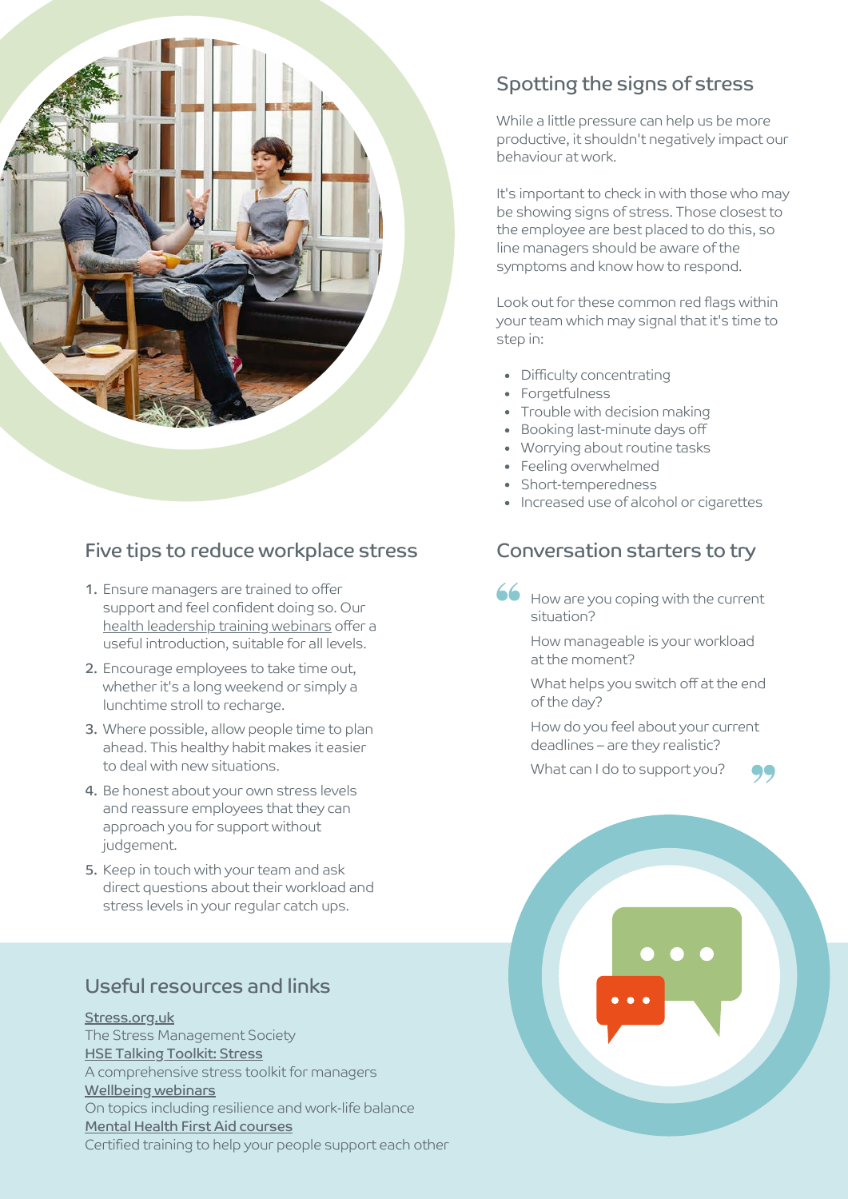## Spotting the signs of stress

While a little pressure can help us be more productive, it shouldn't negatively impact our behaviour at work.

It's important to check in with those who may be showing signs of stress. Those closest to the employee are best placed to do this, so line managers should be aware of the symptoms and know how to respond.

Look out for these common red flags within your team which may signal that it's time to step in:

- Difficulty concentrating
- Forgetfulness
- Trouble with decision making
- Booking last-minute days off
- Worrying about routine tasks
- Feeling overwhelmed
- Short-temperedness
- Increased use of alcohol or cigarettes

## Five tips to reduce workplace stress

1. Ensure managers are trained to offer support and feel confident doing so. Our health leadership training webinars offer a useful introduction, suitable for all levels.
2. Encourage employees to take time out, whether it's a long weekend or simply a lunchtime stroll to recharge.
3. Where possible, allow people time to plan ahead. This healthy habit makes it easier to deal with new situations.
4. Be honest about your own stress levels and reassure employees that they can approach you for support without judgement.
5. Keep in touch with your team and ask direct questions about their workload and stress levels in your regular catch ups.

## Conversation starters to try

"How are you coping with the current situation?

How manageable is your workload at the moment?

What helps you switch off at the end of the day?

How do you feel about your current deadlines – are they realistic?

What can I do to support you?"

## Useful resources and links

Stress.org.uk
The Stress Management Society

HSE Talking Toolkit: Stress
A comprehensive stress toolkit for managers

Wellbeing webinars
On topics including resilience and work-life balance

Mental Health First Aid courses
Certified training to help your people support each other